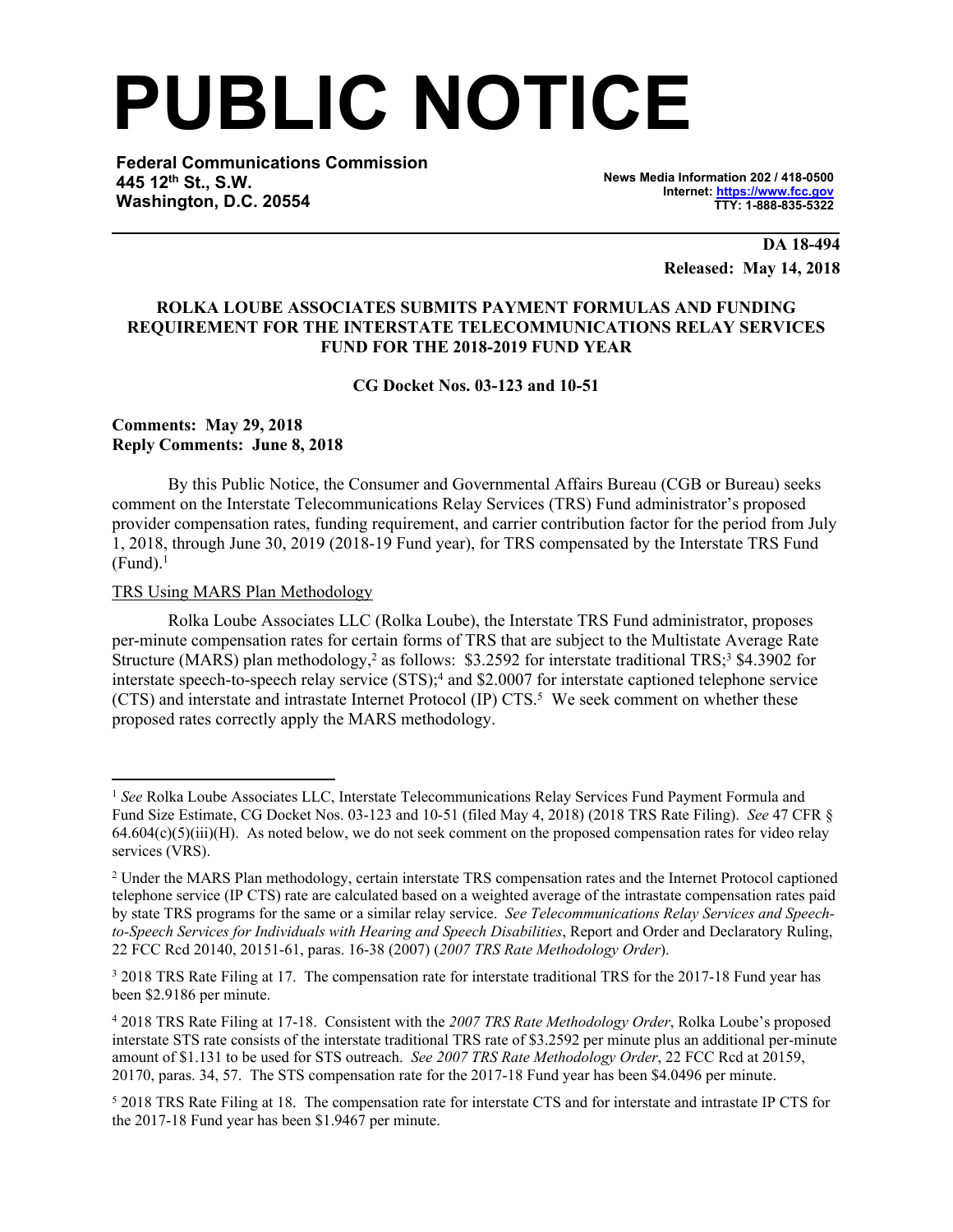# PUBLIC NOTICE

**Federal Communications Commission**
**445 12th St., S.W.**
**Washington, D.C. 20554**

**News Media Information 202 / 418-0500**
**Internet: https://www.fcc.gov**
**TTY: 1-888-835-5322**

**DA 18-494**
**Released: May 14, 2018**

**ROLKA LOUBE ASSOCIATES SUBMITS PAYMENT FORMULAS AND FUNDING REQUIREMENT FOR THE INTERSTATE TELECOMMUNICATIONS RELAY SERVICES FUND FOR THE 2018-2019 FUND YEAR**

**CG Docket Nos. 03-123 and 10-51**

**Comments: May 29, 2018**
**Reply Comments: June 8, 2018**

By this Public Notice, the Consumer and Governmental Affairs Bureau (CGB or Bureau) seeks comment on the Interstate Telecommunications Relay Services (TRS) Fund administrator's proposed provider compensation rates, funding requirement, and carrier contribution factor for the period from July 1, 2018, through June 30, 2019 (2018-19 Fund year), for TRS compensated by the Interstate TRS Fund (Fund).[1]

TRS Using MARS Plan Methodology

Rolka Loube Associates LLC (Rolka Loube), the Interstate TRS Fund administrator, proposes per-minute compensation rates for certain forms of TRS that are subject to the Multistate Average Rate Structure (MARS) plan methodology,[2] as follows: \$3.2592 for interstate traditional TRS;[3] \$4.3902 for interstate speech-to-speech relay service (STS);[4] and \$2.0007 for interstate captioned telephone service (CTS) and interstate and intrastate Internet Protocol (IP) CTS.[5] We seek comment on whether these proposed rates correctly apply the MARS methodology.

---

[1] *See* Rolka Loube Associates LLC, Interstate Telecommunications Relay Services Fund Payment Formula and Fund Size Estimate, CG Docket Nos. 03-123 and 10-51 (filed May 4, 2018) (2018 TRS Rate Filing). *See* 47 CFR § 64.604(c)(5)(iii)(H). As noted below, we do not seek comment on the proposed compensation rates for video relay services (VRS).

[2] Under the MARS Plan methodology, certain interstate TRS compensation rates and the Internet Protocol captioned telephone service (IP CTS) rate are calculated based on a weighted average of the intrastate compensation rates paid by state TRS programs for the same or a similar relay service. *See Telecommunications Relay Services and Speech-to-Speech Services for Individuals with Hearing and Speech Disabilities*, Report and Order and Declaratory Ruling, 22 FCC Rcd 20140, 20151-61, paras. 16-38 (2007) (*2007 TRS Rate Methodology Order*).

[3] 2018 TRS Rate Filing at 17. The compensation rate for interstate traditional TRS for the 2017-18 Fund year has been \$2.9186 per minute.

[4] 2018 TRS Rate Filing at 17-18. Consistent with the *2007 TRS Rate Methodology Order*, Rolka Loube's proposed interstate STS rate consists of the interstate traditional TRS rate of \$3.2592 per minute plus an additional per-minute amount of \$1.131 to be used for STS outreach. *See 2007 TRS Rate Methodology Order*, 22 FCC Rcd at 20159, 20170, paras. 34, 57. The STS compensation rate for the 2017-18 Fund year has been \$4.0496 per minute.

[5] 2018 TRS Rate Filing at 18. The compensation rate for interstate CTS and for interstate and intrastate IP CTS for the 2017-18 Fund year has been \$1.9467 per minute.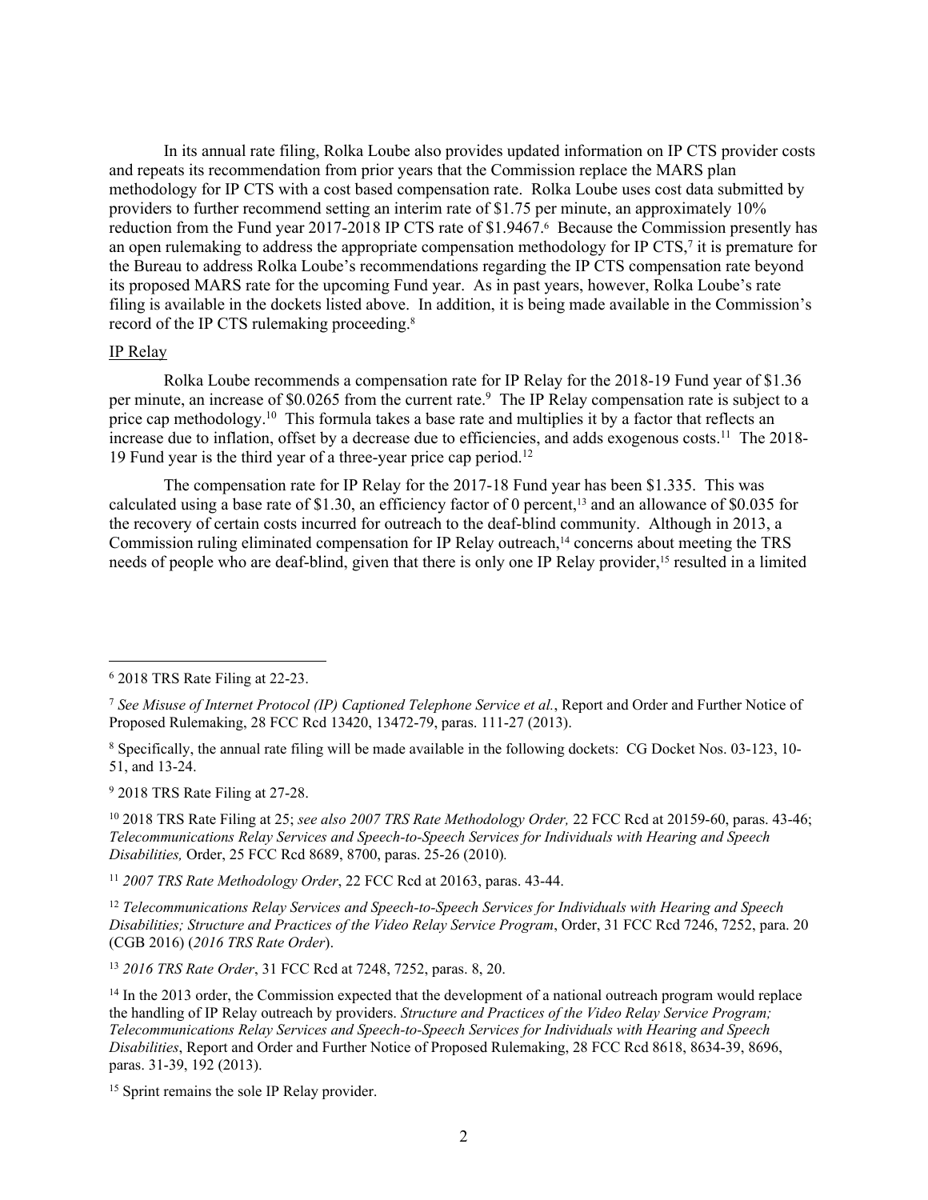In its annual rate filing, Rolka Loube also provides updated information on IP CTS provider costs and repeats its recommendation from prior years that the Commission replace the MARS plan methodology for IP CTS with a cost based compensation rate. Rolka Loube uses cost data submitted by providers to further recommend setting an interim rate of $1.75 per minute, an approximately 10% reduction from the Fund year 2017-2018 IP CTS rate of $1.9467.[6] Because the Commission presently has an open rulemaking to address the appropriate compensation methodology for IP CTS,[7] it is premature for the Bureau to address Rolka Loube's recommendations regarding the IP CTS compensation rate beyond its proposed MARS rate for the upcoming Fund year. As in past years, however, Rolka Loube's rate filing is available in the dockets listed above. In addition, it is being made available in the Commission's record of the IP CTS rulemaking proceeding.[8]

IP Relay

Rolka Loube recommends a compensation rate for IP Relay for the 2018-19 Fund year of $1.36 per minute, an increase of $0.0265 from the current rate.[9] The IP Relay compensation rate is subject to a price cap methodology.[10] This formula takes a base rate and multiplies it by a factor that reflects an increase due to inflation, offset by a decrease due to efficiencies, and adds exogenous costs.[11] The 2018-19 Fund year is the third year of a three-year price cap period.[12]

The compensation rate for IP Relay for the 2017-18 Fund year has been $1.335. This was calculated using a base rate of $1.30, an efficiency factor of 0 percent,[13] and an allowance of $0.035 for the recovery of certain costs incurred for outreach to the deaf-blind community. Although in 2013, a Commission ruling eliminated compensation for IP Relay outreach,[14] concerns about meeting the TRS needs of people who are deaf-blind, given that there is only one IP Relay provider,[15] resulted in a limited

---

[6] 2018 TRS Rate Filing at 22-23.

[7] *See Misuse of Internet Protocol (IP) Captioned Telephone Service et al.*, Report and Order and Further Notice of Proposed Rulemaking, 28 FCC Rcd 13420, 13472-79, paras. 111-27 (2013).

[8] Specifically, the annual rate filing will be made available in the following dockets: CG Docket Nos. 03-123, 10-51, and 13-24.

[9] 2018 TRS Rate Filing at 27-28.

[10] 2018 TRS Rate Filing at 25; *see also 2007 TRS Rate Methodology Order,* 22 FCC Rcd at 20159-60, paras. 43-46; *Telecommunications Relay Services and Speech-to-Speech Services for Individuals with Hearing and Speech Disabilities,* Order, 25 FCC Rcd 8689, 8700, paras. 25-26 (2010)*.*

[11] *2007 TRS Rate Methodology Order*, 22 FCC Rcd at 20163, paras. 43-44.

[12] *Telecommunications Relay Services and Speech-to-Speech Services for Individuals with Hearing and Speech Disabilities; Structure and Practices of the Video Relay Service Program*, Order, 31 FCC Rcd 7246, 7252, para. 20 (CGB 2016) (*2016 TRS Rate Order*).

[13] *2016 TRS Rate Order*, 31 FCC Rcd at 7248, 7252, paras. 8, 20.

[14] In the 2013 order, the Commission expected that the development of a national outreach program would replace the handling of IP Relay outreach by providers. *Structure and Practices of the Video Relay Service Program; Telecommunications Relay Services and Speech-to-Speech Services for Individuals with Hearing and Speech Disabilities*, Report and Order and Further Notice of Proposed Rulemaking, 28 FCC Rcd 8618, 8634-39, 8696, paras. 31-39, 192 (2013).

[15] Sprint remains the sole IP Relay provider.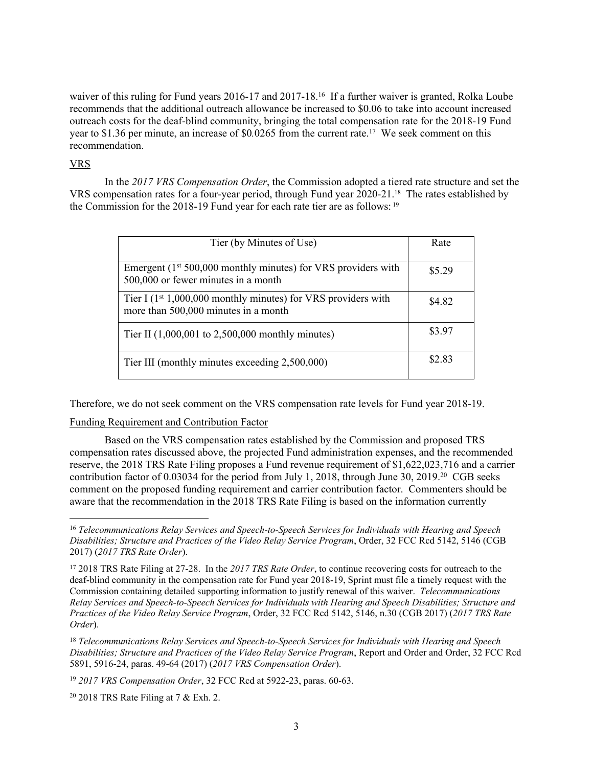waiver of this ruling for Fund years 2016-17 and 2017-18.[16] If a further waiver is granted, Rolka Loube recommends that the additional outreach allowance be increased to $0.06 to take into account increased outreach costs for the deaf-blind community, bringing the total compensation rate for the 2018-19 Fund year to $1.36 per minute, an increase of $0.0265 from the current rate.[17] We seek comment on this recommendation.

VRS

In the *2017 VRS Compensation Order*, the Commission adopted a tiered rate structure and set the VRS compensation rates for a four-year period, through Fund year 2020-21.[18] The rates established by the Commission for the 2018-19 Fund year for each rate tier are as follows:[19]

| Tier (by Minutes of Use) | Rate |
|---|---|
| Emergent (1st 500,000 monthly minutes) for VRS providers with 500,000 or fewer minutes in a month | $5.29 |
| Tier I (1st 1,000,000 monthly minutes) for VRS providers with more than 500,000 minutes in a month | $4.82 |
| Tier II (1,000,001 to 2,500,000 monthly minutes) | $3.97 |
| Tier III (monthly minutes exceeding 2,500,000) | $2.83 |

Therefore, we do not seek comment on the VRS compensation rate levels for Fund year 2018-19.

Funding Requirement and Contribution Factor

Based on the VRS compensation rates established by the Commission and proposed TRS compensation rates discussed above, the projected Fund administration expenses, and the recommended reserve, the 2018 TRS Rate Filing proposes a Fund revenue requirement of $1,622,023,716 and a carrier contribution factor of 0.03034 for the period from July 1, 2018, through June 30, 2019.[20] CGB seeks comment on the proposed funding requirement and carrier contribution factor. Commenters should be aware that the recommendation in the 2018 TRS Rate Filing is based on the information currently

---

[16] *Telecommunications Relay Services and Speech-to-Speech Services for Individuals with Hearing and Speech Disabilities; Structure and Practices of the Video Relay Service Program*, Order, 32 FCC Rcd 5142, 5146 (CGB 2017) (*2017 TRS Rate Order*).

[17] 2018 TRS Rate Filing at 27-28. In the *2017 TRS Rate Order*, to continue recovering costs for outreach to the deaf-blind community in the compensation rate for Fund year 2018-19, Sprint must file a timely request with the Commission containing detailed supporting information to justify renewal of this waiver. *Telecommunications Relay Services and Speech-to-Speech Services for Individuals with Hearing and Speech Disabilities; Structure and Practices of the Video Relay Service Program*, Order, 32 FCC Rcd 5142, 5146, n.30 (CGB 2017) (*2017 TRS Rate Order*).

[18] *Telecommunications Relay Services and Speech-to-Speech Services for Individuals with Hearing and Speech Disabilities; Structure and Practices of the Video Relay Service Program*, Report and Order and Order, 32 FCC Rcd 5891, 5916-24, paras. 49-64 (2017) (*2017 VRS Compensation Order*).

[19] *2017 VRS Compensation Order*, 32 FCC Rcd at 5922-23, paras. 60-63.

[20] 2018 TRS Rate Filing at 7 & Exh. 2.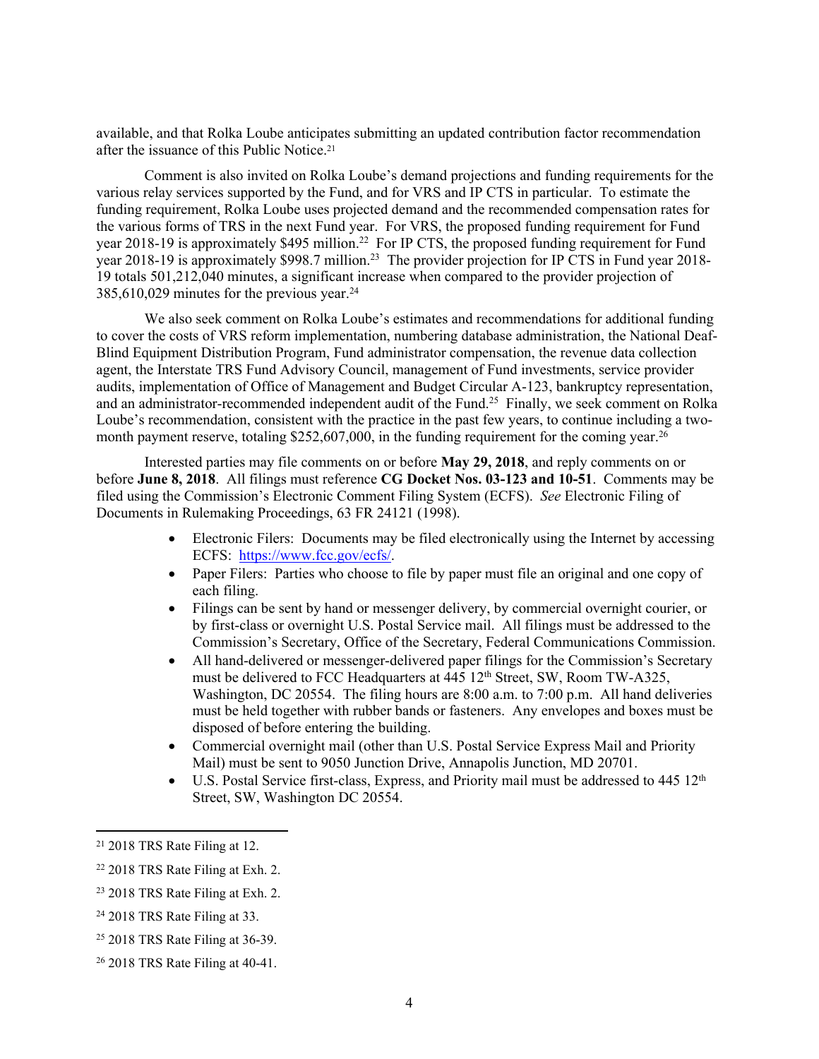available, and that Rolka Loube anticipates submitting an updated contribution factor recommendation after the issuance of this Public Notice.[21]

Comment is also invited on Rolka Loube's demand projections and funding requirements for the various relay services supported by the Fund, and for VRS and IP CTS in particular. To estimate the funding requirement, Rolka Loube uses projected demand and the recommended compensation rates for the various forms of TRS in the next Fund year. For VRS, the proposed funding requirement for Fund year 2018-19 is approximately $495 million.[22] For IP CTS, the proposed funding requirement for Fund year 2018-19 is approximately $998.7 million.[23] The provider projection for IP CTS in Fund year 2018-19 totals 501,212,040 minutes, a significant increase when compared to the provider projection of 385,610,029 minutes for the previous year.[24]

We also seek comment on Rolka Loube's estimates and recommendations for additional funding to cover the costs of VRS reform implementation, numbering database administration, the National Deaf-Blind Equipment Distribution Program, Fund administrator compensation, the revenue data collection agent, the Interstate TRS Fund Advisory Council, management of Fund investments, service provider audits, implementation of Office of Management and Budget Circular A-123, bankruptcy representation, and an administrator-recommended independent audit of the Fund.[25] Finally, we seek comment on Rolka Loube's recommendation, consistent with the practice in the past few years, to continue including a two-month payment reserve, totaling $252,607,000, in the funding requirement for the coming year.[26]

Interested parties may file comments on or before **May 29, 2018**, and reply comments on or before **June 8, 2018**. All filings must reference **CG Docket Nos. 03-123 and 10-51**. Comments may be filed using the Commission's Electronic Comment Filing System (ECFS). *See* Electronic Filing of Documents in Rulemaking Proceedings, 63 FR 24121 (1998).

- Electronic Filers: Documents may be filed electronically using the Internet by accessing ECFS: https://www.fcc.gov/ecfs/.
- Paper Filers: Parties who choose to file by paper must file an original and one copy of each filing.
- Filings can be sent by hand or messenger delivery, by commercial overnight courier, or by first-class or overnight U.S. Postal Service mail. All filings must be addressed to the Commission's Secretary, Office of the Secretary, Federal Communications Commission.
- All hand-delivered or messenger-delivered paper filings for the Commission's Secretary must be delivered to FCC Headquarters at 445 12th Street, SW, Room TW-A325, Washington, DC 20554. The filing hours are 8:00 a.m. to 7:00 p.m. All hand deliveries must be held together with rubber bands or fasteners. Any envelopes and boxes must be disposed of before entering the building.
- Commercial overnight mail (other than U.S. Postal Service Express Mail and Priority Mail) must be sent to 9050 Junction Drive, Annapolis Junction, MD 20701.
- U.S. Postal Service first-class, Express, and Priority mail must be addressed to 445 12th Street, SW, Washington DC 20554.

---

[21] 2018 TRS Rate Filing at 12.

[22] 2018 TRS Rate Filing at Exh. 2.

[23] 2018 TRS Rate Filing at Exh. 2.

[24] 2018 TRS Rate Filing at 33.

[25] 2018 TRS Rate Filing at 36-39.

[26] 2018 TRS Rate Filing at 40-41.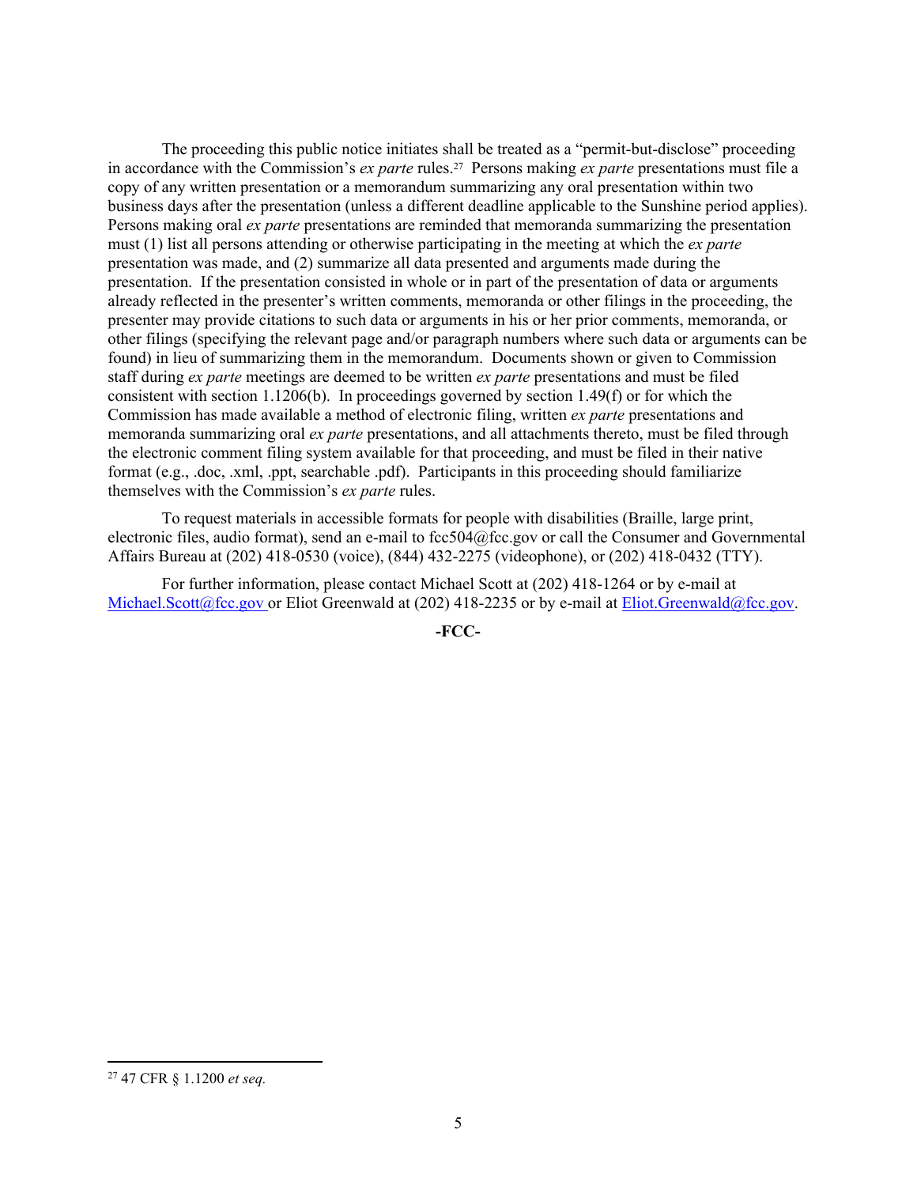The proceeding this public notice initiates shall be treated as a "permit-but-disclose" proceeding in accordance with the Commission's *ex parte* rules.[27] Persons making *ex parte* presentations must file a copy of any written presentation or a memorandum summarizing any oral presentation within two business days after the presentation (unless a different deadline applicable to the Sunshine period applies). Persons making oral *ex parte* presentations are reminded that memoranda summarizing the presentation must (1) list all persons attending or otherwise participating in the meeting at which the *ex parte* presentation was made, and (2) summarize all data presented and arguments made during the presentation. If the presentation consisted in whole or in part of the presentation of data or arguments already reflected in the presenter's written comments, memoranda or other filings in the proceeding, the presenter may provide citations to such data or arguments in his or her prior comments, memoranda, or other filings (specifying the relevant page and/or paragraph numbers where such data or arguments can be found) in lieu of summarizing them in the memorandum. Documents shown or given to Commission staff during *ex parte* meetings are deemed to be written *ex parte* presentations and must be filed consistent with section 1.1206(b). In proceedings governed by section 1.49(f) or for which the Commission has made available a method of electronic filing, written *ex parte* presentations and memoranda summarizing oral *ex parte* presentations, and all attachments thereto, must be filed through the electronic comment filing system available for that proceeding, and must be filed in their native format (e.g., .doc, .xml, .ppt, searchable .pdf). Participants in this proceeding should familiarize themselves with the Commission's *ex parte* rules.

To request materials in accessible formats for people with disabilities (Braille, large print, electronic files, audio format), send an e-mail to fcc504@fcc.gov or call the Consumer and Governmental Affairs Bureau at (202) 418-0530 (voice), (844) 432-2275 (videophone), or (202) 418-0432 (TTY).

For further information, please contact Michael Scott at (202) 418-1264 or by e-mail at Michael.Scott@fcc.gov or Eliot Greenwald at (202) 418-2235 or by e-mail at Eliot.Greenwald@fcc.gov.

**-FCC-**

---

[27] 47 CFR § 1.1200 *et seq.*